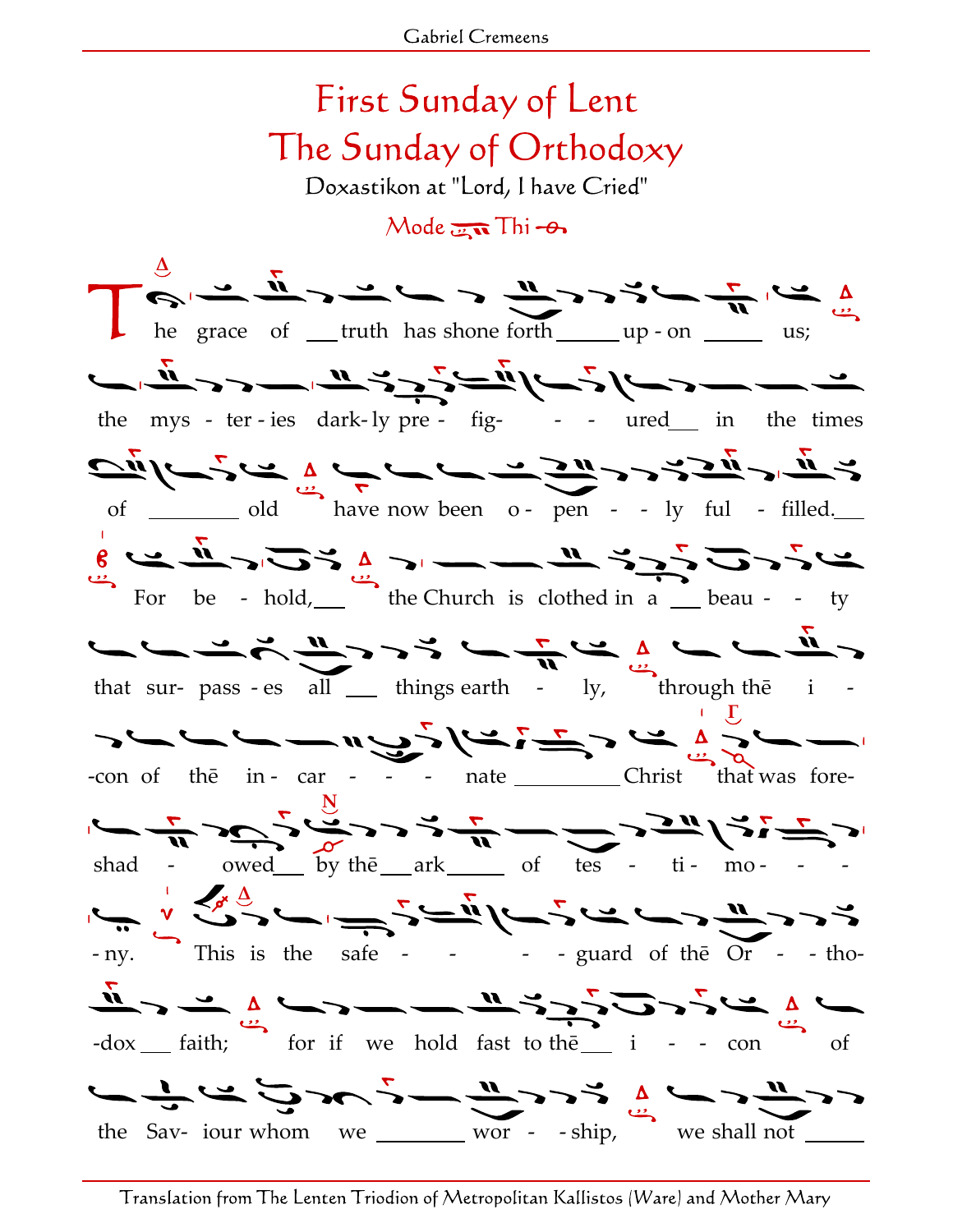# First Sunday of Lent
# The Sunday of Orthodoxy

Doxastikon at "Lord, I have Cried"

Mode Thi

The grace of truth has shone forth up - on us;

the mys - ter - ies dark - ly pre - fig- - - ured in the times

of old have now been o - pen - - ly ful - filled.

For be - hold, the Church is clothed in a beau - - ty

that sur- pass - es all things earth - ly, through thē i -

-con of thē in - car - - - nate Christ that was fore-

shad - owed by thē ark of tes - ti - mo - - -

- ny. This is the safe - - - - guard of thē Or - - tho-

-dox faith; for if we hold fast to thē i - - con of

the Sav- iour whom we wor - - ship, we shall not

Translation from The Lenten Triodion of Metropolitan Kallistos (Ware) and Mother Mary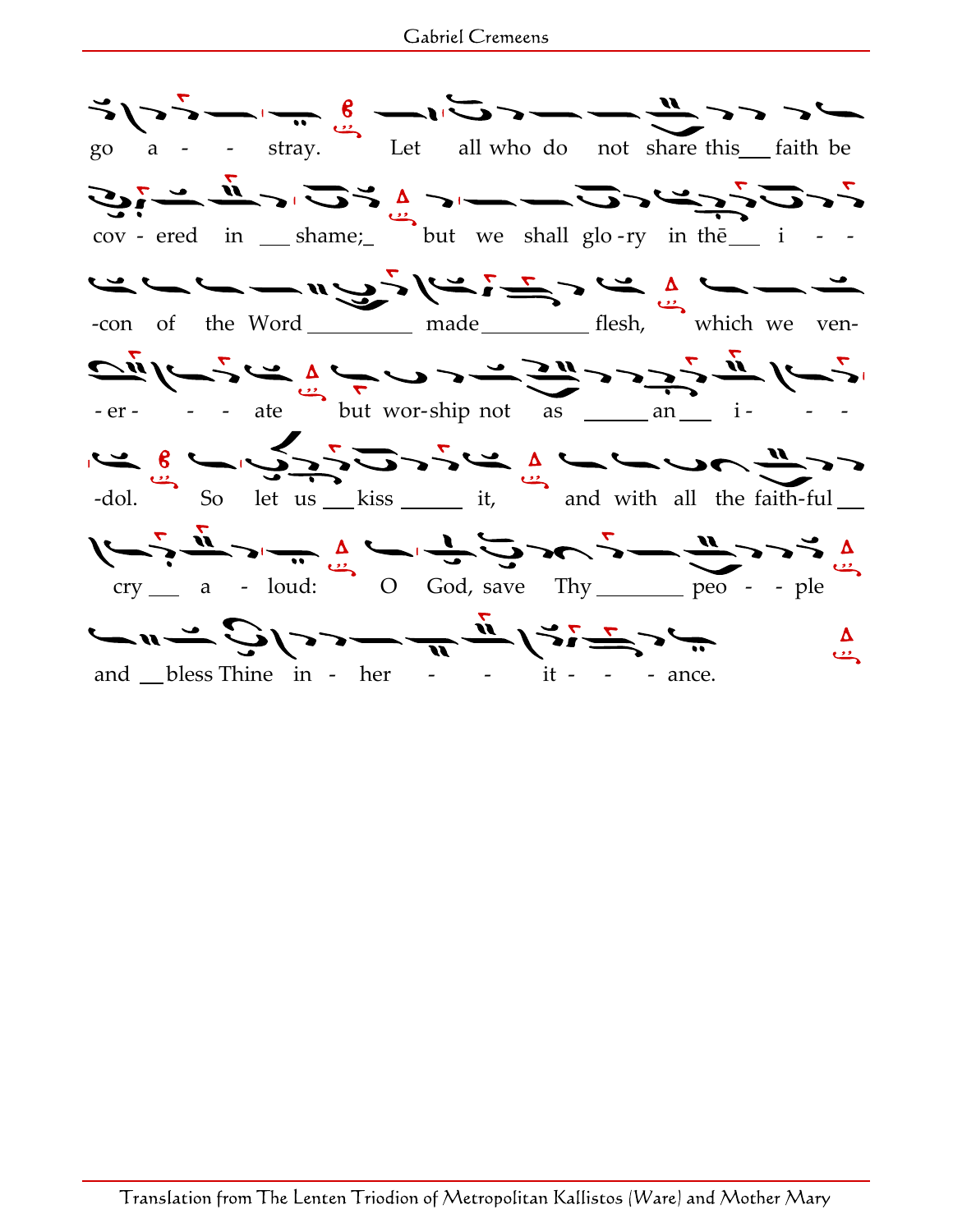go a - - stray. Let all who do not share this ___ faith be

cov - ered in ___ shame;_ but we shall glo - ry in thē ___ i - -

-con of the Word _________ made _________ flesh, which we ven-

- er - - - ate but wor-ship not as ______ an ___ i - - -

-dol. So let us ___ kiss ______ it, and with all the faith-ful ___

cry ___ a - loud: O God, save Thy ________ peo - - ple

and __ bless Thine in - her - - it - - - ance.

Translation from The Lenten Triodion of Metropolitan Kallistos (Ware) and Mother Mary